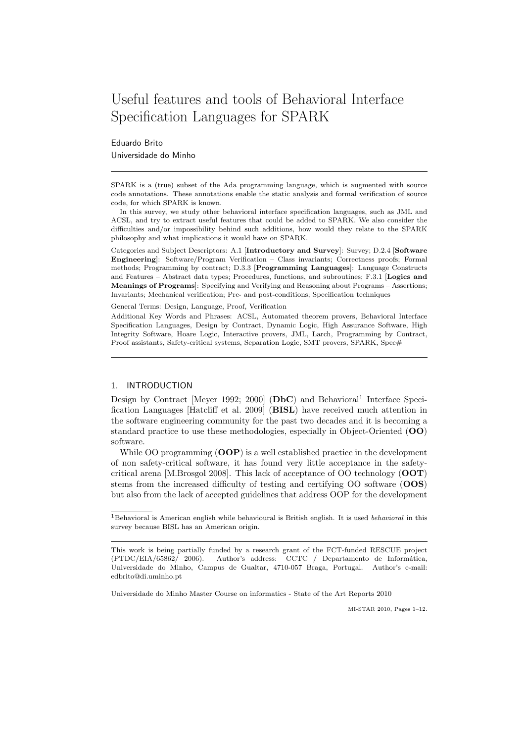# Useful features and tools of Behavioral Interface Specification Languages for SPARK

Eduardo Brito
Universidade do Minho

---

SPARK is a (true) subset of the Ada programming language, which is augmented with source code annotations. These annotations enable the static analysis and formal verification of source code, for which SPARK is known.

In this survey, we study other behavioral interface specification languages, such as JML and ACSL, and try to extract useful features that could be added to SPARK. We also consider the difficulties and/or impossibility behind such additions, how would they relate to the SPARK philosophy and what implications it would have on SPARK.

Categories and Subject Descriptors: A.1 [**Introductory and Survey**]: Survey; D.2.4 [**Software Engineering**]: Software/Program Verification – Class invariants; Correctness proofs; Formal methods; Programming by contract; D.3.3 [**Programming Languages**]: Language Constructs and Features – Abstract data types; Procedures, functions, and subroutines; F.3.1 [**Logics and Meanings of Programs**]: Specifying and Verifying and Reasoning about Programs – Assertions; Invariants; Mechanical verification; Pre- and post-conditions; Specification techniques

General Terms: Design, Language, Proof, Verification

Additional Key Words and Phrases: ACSL, Automated theorem provers, Behavioral Interface Specification Languages, Design by Contract, Dynamic Logic, High Assurance Software, High Integrity Software, Hoare Logic, Interactive provers, JML, Larch, Programming by Contract, Proof assistants, Safety-critical systems, Separation Logic, SMT provers, SPARK, Spec#

---

## 1. INTRODUCTION

Design by Contract [Meyer 1992; 2000] (**DbC**) and Behavioral[1] Interface Specification Languages [Hatcliff et al. 2009] (**BISL**) have received much attention in the software engineering community for the past two decades and it is becoming a standard practice to use these methodologies, especially in Object-Oriented (**OO**) software.

While OO programming (**OOP**) is a well established practice in the development of non safety-critical software, it has found very little acceptance in the safety-critical arena [M.Brosgol 2008]. This lack of acceptance of OO technology (**OOT**) stems from the increased difficulty of testing and certifying OO software (**OOS**) but also from the lack of accepted guidelines that address OOP for the development

---

[1] Behavioral is American english while behavioural is British english. It is used *behavioral* in this survey because BISL has an American origin.

---

This work is being partially funded by a research grant of the FCT-funded RESCUE project (PTDC/EIA/65862/ 2006). Author's address: CCTC / Departamento de Informática, Universidade do Minho, Campus de Gualtar, 4710-057 Braga, Portugal. Author's e-mail: edbrito@di.uminho.pt

Universidade do Minho Master Course on informatics - State of the Art Reports 2010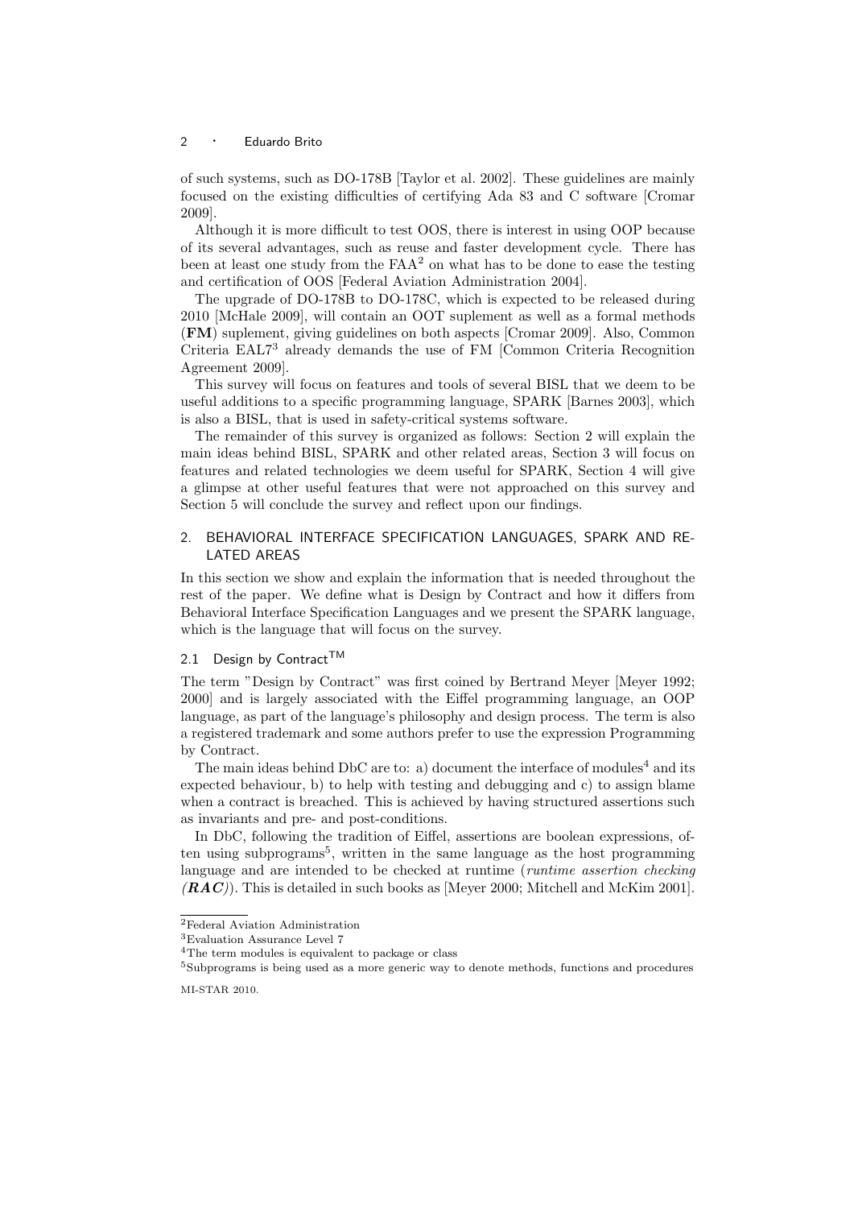of such systems, such as DO-178B [Taylor et al. 2002]. These guidelines are mainly focused on the existing difficulties of certifying Ada 83 and C software [Cromar 2009].

Although it is more difficult to test OOS, there is interest in using OOP because of its several advantages, such as reuse and faster development cycle. There has been at least one study from the FAA[2] on what has to be done to ease the testing and certification of OOS [Federal Aviation Administration 2004].

The upgrade of DO-178B to DO-178C, which is expected to be released during 2010 [McHale 2009], will contain an OOT suplement as well as a formal methods (**FM**) suplement, giving guidelines on both aspects [Cromar 2009]. Also, Common Criteria EAL7[3] already demands the use of FM [Common Criteria Recognition Agreement 2009].

This survey will focus on features and tools of several BISL that we deem to be useful additions to a specific programming language, SPARK [Barnes 2003], which is also a BISL, that is used in safety-critical systems software.

The remainder of this survey is organized as follows: Section 2 will explain the main ideas behind BISL, SPARK and other related areas, Section 3 will focus on features and related technologies we deem useful for SPARK, Section 4 will give a glimpse at other useful features that were not approached on this survey and Section 5 will conclude the survey and reflect upon our findings.

## 2. BEHAVIORAL INTERFACE SPECIFICATION LANGUAGES, SPARK AND RELATED AREAS

In this section we show and explain the information that is needed throughout the rest of the paper. We define what is Design by Contract and how it differs from Behavioral Interface Specification Languages and we present the SPARK language, which is the language that will focus on the survey.

### 2.1 Design by Contract™

The term "Design by Contract" was first coined by Bertrand Meyer [Meyer 1992; 2000] and is largely associated with the Eiffel programming language, an OOP language, as part of the language's philosophy and design process. The term is also a registered trademark and some authors prefer to use the expression Programming by Contract.

The main ideas behind DbC are to: a) document the interface of modules[4] and its expected behaviour, b) to help with testing and debugging and c) to assign blame when a contract is breached. This is achieved by having structured assertions such as invariants and pre- and post-conditions.

In DbC, following the tradition of Eiffel, assertions are boolean expressions, often using subprograms[5], written in the same language as the host programming language and are intended to be checked at runtime (*runtime assertion checking* ***(RAC)***). This is detailed in such books as [Meyer 2000; Mitchell and McKim 2001].

---

[2] Federal Aviation Administration

[3] Evaluation Assurance Level 7

[4] The term modules is equivalent to package or class

[5] Subprograms is being used as a more generic way to denote methods, functions and procedures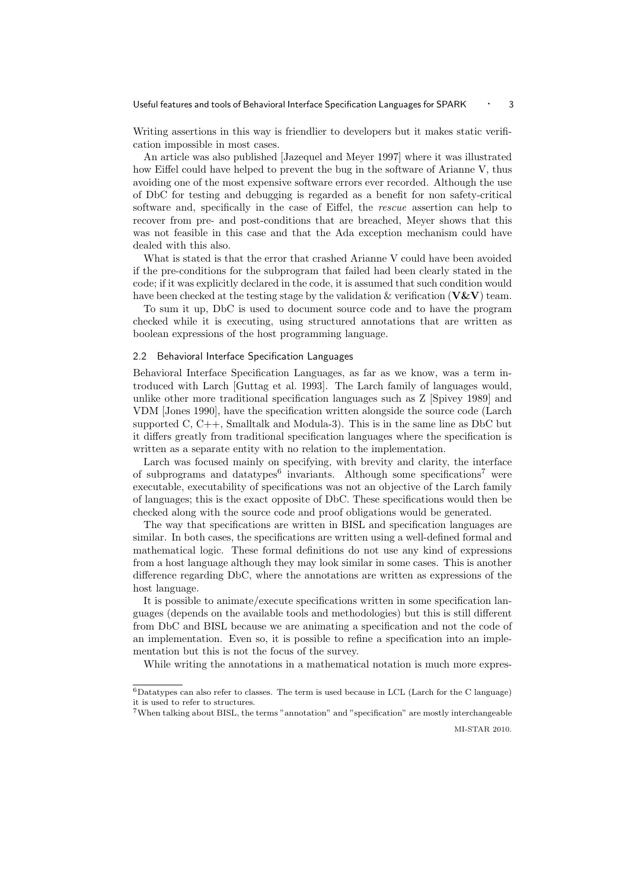Writing assertions in this way is friendlier to developers but it makes static verification impossible in most cases.

An article was also published [Jazequel and Meyer 1997] where it was illustrated how Eiffel could have helped to prevent the bug in the software of Arianne V, thus avoiding one of the most expensive software errors ever recorded. Although the use of DbC for testing and debugging is regarded as a benefit for non safety-critical software and, specifically in the case of Eiffel, the *rescue* assertion can help to recover from pre- and post-conditions that are breached, Meyer shows that this was not feasible in this case and that the Ada exception mechanism could have dealed with this also.

What is stated is that the error that crashed Arianne V could have been avoided if the pre-conditions for the subprogram that failed had been clearly stated in the code; if it was explicitly declared in the code, it is assumed that such condition would have been checked at the testing stage by the validation & verification (**V&V**) team.

To sum it up, DbC is used to document source code and to have the program checked while it is executing, using structured annotations that are written as boolean expressions of the host programming language.

## 2.2 Behavioral Interface Specification Languages

Behavioral Interface Specification Languages, as far as we know, was a term introduced with Larch [Guttag et al. 1993]. The Larch family of languages would, unlike other more traditional specification languages such as Z [Spivey 1989] and VDM [Jones 1990], have the specification written alongside the source code (Larch supported C, C++, Smalltalk and Modula-3). This is in the same line as DbC but it differs greatly from traditional specification languages where the specification is written as a separate entity with no relation to the implementation.

Larch was focused mainly on specifying, with brevity and clarity, the interface of subprograms and datatypes[6] invariants. Although some specifications[7] were executable, executability of specifications was not an objective of the Larch family of languages; this is the exact opposite of DbC. These specifications would then be checked along with the source code and proof obligations would be generated.

The way that specifications are written in BISL and specification languages are similar. In both cases, the specifications are written using a well-defined formal and mathematical logic. These formal definitions do not use any kind of expressions from a host language although they may look similar in some cases. This is another difference regarding DbC, where the annotations are written as expressions of the host language.

It is possible to animate/execute specifications written in some specification languages (depends on the available tools and methodologies) but this is still different from DbC and BISL because we are animating a specification and not the code of an implementation. Even so, it is possible to refine a specification into an implementation but this is not the focus of the survey.

While writing the annotations in a mathematical notation is much more expres-

---

[6] Datatypes can also refer to classes. The term is used because in LCL (Larch for the C language) it is used to refer to structures.

[7] When talking about BISL, the terms "annotation" and "specification" are mostly interchangeable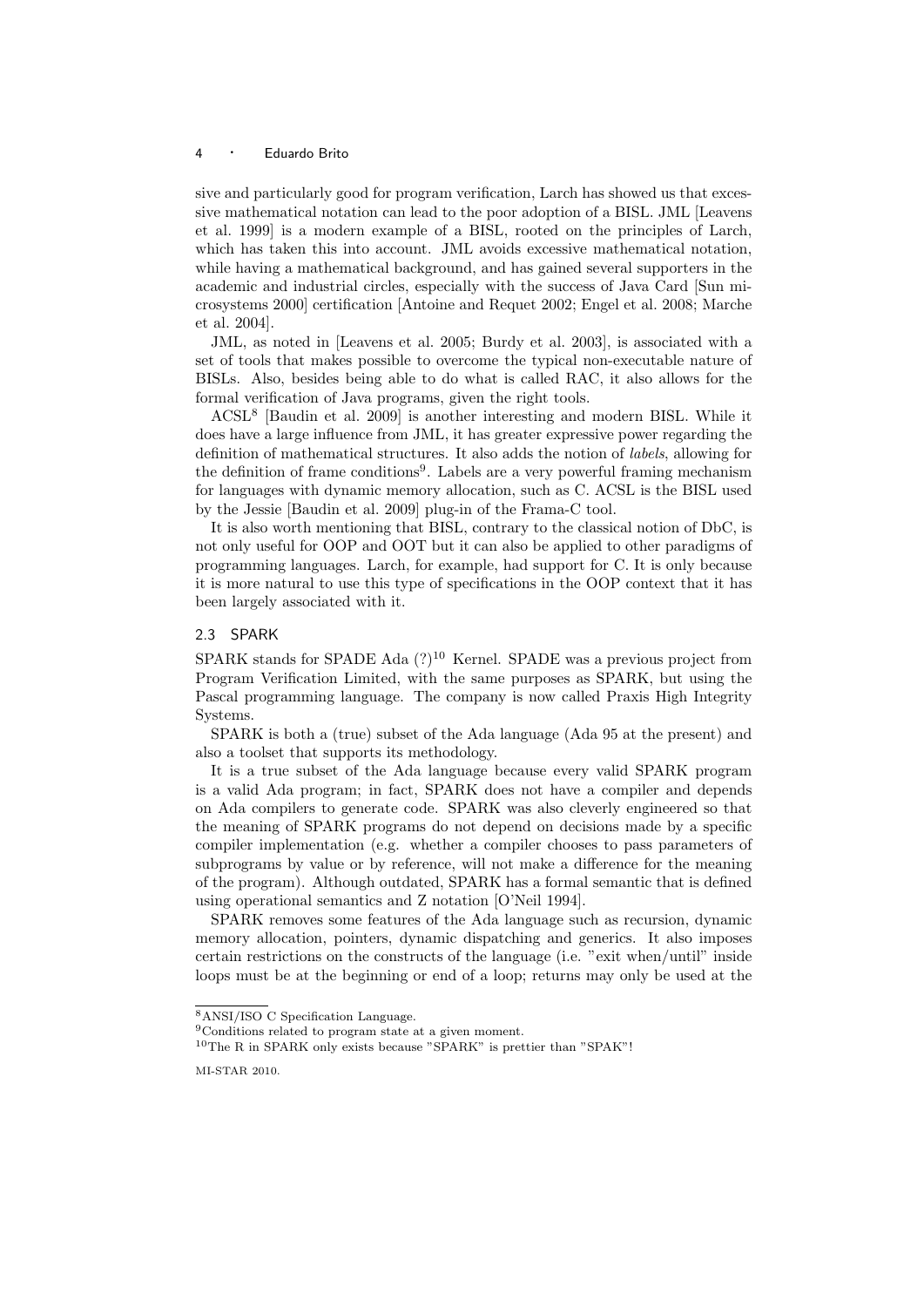sive and particularly good for program verification, Larch has showed us that excessive mathematical notation can lead to the poor adoption of a BISL. JML [Leavens et al. 1999] is a modern example of a BISL, rooted on the principles of Larch, which has taken this into account. JML avoids excessive mathematical notation, while having a mathematical background, and has gained several supporters in the academic and industrial circles, especially with the success of Java Card [Sun microsystems 2000] certification [Antoine and Requet 2002; Engel et al. 2008; Marche et al. 2004].

JML, as noted in [Leavens et al. 2005; Burdy et al. 2003], is associated with a set of tools that makes possible to overcome the typical non-executable nature of BISLs. Also, besides being able to do what is called RAC, it also allows for the formal verification of Java programs, given the right tools.

ACSL[8] [Baudin et al. 2009] is another interesting and modern BISL. While it does have a large influence from JML, it has greater expressive power regarding the definition of mathematical structures. It also adds the notion of *labels*, allowing for the definition of frame conditions[9]. Labels are a very powerful framing mechanism for languages with dynamic memory allocation, such as C. ACSL is the BISL used by the Jessie [Baudin et al. 2009] plug-in of the Frama-C tool.

It is also worth mentioning that BISL, contrary to the classical notion of DbC, is not only useful for OOP and OOT but it can also be applied to other paradigms of programming languages. Larch, for example, had support for C. It is only because it is more natural to use this type of specifications in the OOP context that it has been largely associated with it.

### 2.3 SPARK

SPARK stands for SPADE Ada (?)[10] Kernel. SPADE was a previous project from Program Verification Limited, with the same purposes as SPARK, but using the Pascal programming language. The company is now called Praxis High Integrity Systems.

SPARK is both a (true) subset of the Ada language (Ada 95 at the present) and also a toolset that supports its methodology.

It is a true subset of the Ada language because every valid SPARK program is a valid Ada program; in fact, SPARK does not have a compiler and depends on Ada compilers to generate code. SPARK was also cleverly engineered so that the meaning of SPARK programs do not depend on decisions made by a specific compiler implementation (e.g. whether a compiler chooses to pass parameters of subprograms by value or by reference, will not make a difference for the meaning of the program). Although outdated, SPARK has a formal semantic that is defined using operational semantics and Z notation [O'Neil 1994].

SPARK removes some features of the Ada language such as recursion, dynamic memory allocation, pointers, dynamic dispatching and generics. It also imposes certain restrictions on the constructs of the language (i.e. "exit when/until" inside loops must be at the beginning or end of a loop; returns may only be used at the

---

[8] ANSI/ISO C Specification Language.

[9] Conditions related to program state at a given moment.

[10] The R in SPARK only exists because "SPARK" is prettier than "SPAK"!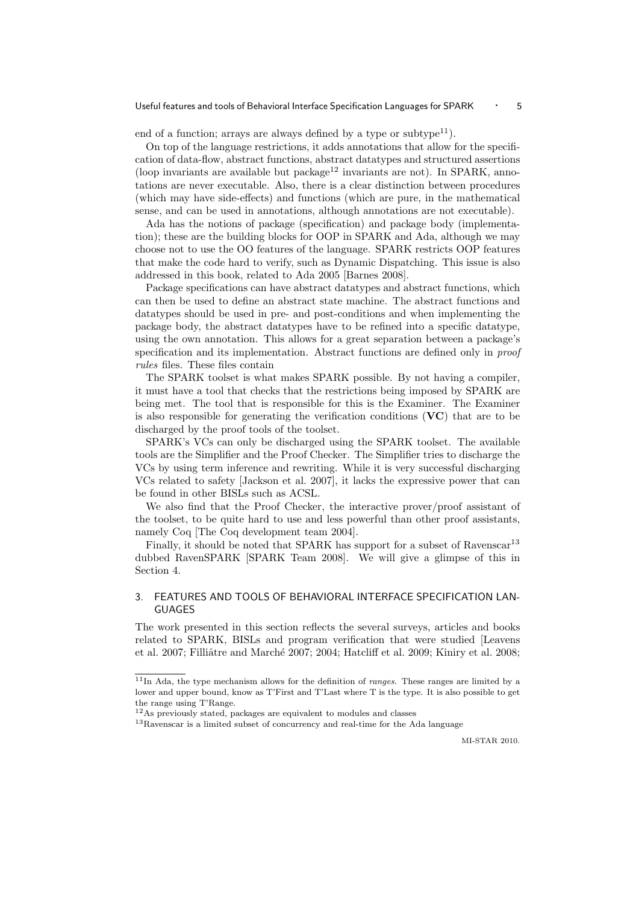end of a function; arrays are always defined by a type or subtype[11]).

On top of the language restrictions, it adds annotations that allow for the specification of data-flow, abstract functions, abstract datatypes and structured assertions (loop invariants are available but package[12] invariants are not). In SPARK, annotations are never executable. Also, there is a clear distinction between procedures (which may have side-effects) and functions (which are pure, in the mathematical sense, and can be used in annotations, although annotations are not executable).

Ada has the notions of package (specification) and package body (implementation); these are the building blocks for OOP in SPARK and Ada, although we may choose not to use the OO features of the language. SPARK restricts OOP features that make the code hard to verify, such as Dynamic Dispatching. This issue is also addressed in this book, related to Ada 2005 [Barnes 2008].

Package specifications can have abstract datatypes and abstract functions, which can then be used to define an abstract state machine. The abstract functions and datatypes should be used in pre- and post-conditions and when implementing the package body, the abstract datatypes have to be refined into a specific datatype, using the own annotation. This allows for a great separation between a package's specification and its implementation. Abstract functions are defined only in *proof rules* files. These files contain

The SPARK toolset is what makes SPARK possible. By not having a compiler, it must have a tool that checks that the restrictions being imposed by SPARK are being met. The tool that is responsible for this is the Examiner. The Examiner is also responsible for generating the verification conditions (**VC**) that are to be discharged by the proof tools of the toolset.

SPARK's VCs can only be discharged using the SPARK toolset. The available tools are the Simplifier and the Proof Checker. The Simplifier tries to discharge the VCs by using term inference and rewriting. While it is very successful discharging VCs related to safety [Jackson et al. 2007], it lacks the expressive power that can be found in other BISLs such as ACSL.

We also find that the Proof Checker, the interactive prover/proof assistant of the toolset, to be quite hard to use and less powerful than other proof assistants, namely Coq [The Coq development team 2004].

Finally, it should be noted that SPARK has support for a subset of Ravenscar[13] dubbed RavenSPARK [SPARK Team 2008]. We will give a glimpse of this in Section 4.

## 3. FEATURES AND TOOLS OF BEHAVIORAL INTERFACE SPECIFICATION LANGUAGES

The work presented in this section reflects the several surveys, articles and books related to SPARK, BISLs and program verification that were studied [Leavens et al. 2007; Filliâtre and Marché 2007; 2004; Hatcliff et al. 2009; Kiniry et al. 2008;

[11] In Ada, the type mechanism allows for the definition of *ranges*. These ranges are limited by a lower and upper bound, know as T'First and T'Last where T is the type. It is also possible to get the range using T'Range.

[12] As previously stated, packages are equivalent to modules and classes

[13] Ravenscar is a limited subset of concurrency and real-time for the Ada language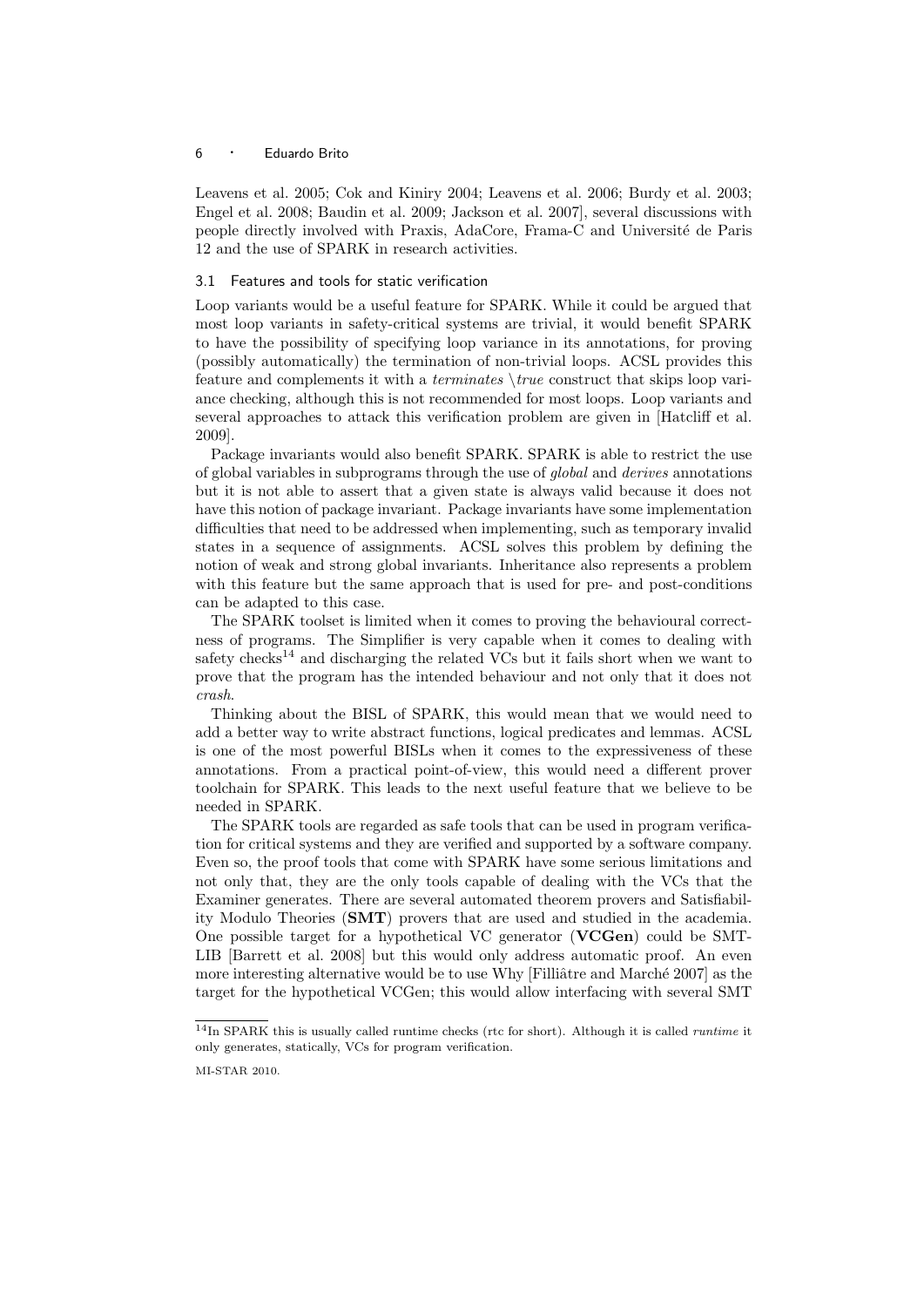Leavens et al. 2005; Cok and Kiniry 2004; Leavens et al. 2006; Burdy et al. 2003; Engel et al. 2008; Baudin et al. 2009; Jackson et al. 2007], several discussions with people directly involved with Praxis, AdaCore, Frama-C and Université de Paris 12 and the use of SPARK in research activities.

### 3.1 Features and tools for static verification

Loop variants would be a useful feature for SPARK. While it could be argued that most loop variants in safety-critical systems are trivial, it would benefit SPARK to have the possibility of specifying loop variance in its annotations, for proving (possibly automatically) the termination of non-trivial loops. ACSL provides this feature and complements it with a *terminates \true* construct that skips loop variance checking, although this is not recommended for most loops. Loop variants and several approaches to attack this verification problem are given in [Hatcliff et al. 2009].

Package invariants would also benefit SPARK. SPARK is able to restrict the use of global variables in subprograms through the use of *global* and *derives* annotations but it is not able to assert that a given state is always valid because it does not have this notion of package invariant. Package invariants have some implementation difficulties that need to be addressed when implementing, such as temporary invalid states in a sequence of assignments. ACSL solves this problem by defining the notion of weak and strong global invariants. Inheritance also represents a problem with this feature but the same approach that is used for pre- and post-conditions can be adapted to this case.

The SPARK toolset is limited when it comes to proving the behavioural correctness of programs. The Simplifier is very capable when it comes to dealing with safety checks[14] and discharging the related VCs but it fails short when we want to prove that the program has the intended behaviour and not only that it does not *crash*.

Thinking about the BISL of SPARK, this would mean that we would need to add a better way to write abstract functions, logical predicates and lemmas. ACSL is one of the most powerful BISLs when it comes to the expressiveness of these annotations. From a practical point-of-view, this would need a different prover toolchain for SPARK. This leads to the next useful feature that we believe to be needed in SPARK.

The SPARK tools are regarded as safe tools that can be used in program verification for critical systems and they are verified and supported by a software company. Even so, the proof tools that come with SPARK have some serious limitations and not only that, they are the only tools capable of dealing with the VCs that the Examiner generates. There are several automated theorem provers and Satisfiability Modulo Theories (**SMT**) provers that are used and studied in the academia. One possible target for a hypothetical VC generator (**VCGen**) could be SMT-LIB [Barrett et al. 2008] but this would only address automatic proof. An even more interesting alternative would be to use Why [Filliâtre and Marché 2007] as the target for the hypothetical VCGen; this would allow interfacing with several SMT

[14] In SPARK this is usually called runtime checks (rtc for short). Although it is called *runtime* it only generates, statically, VCs for program verification.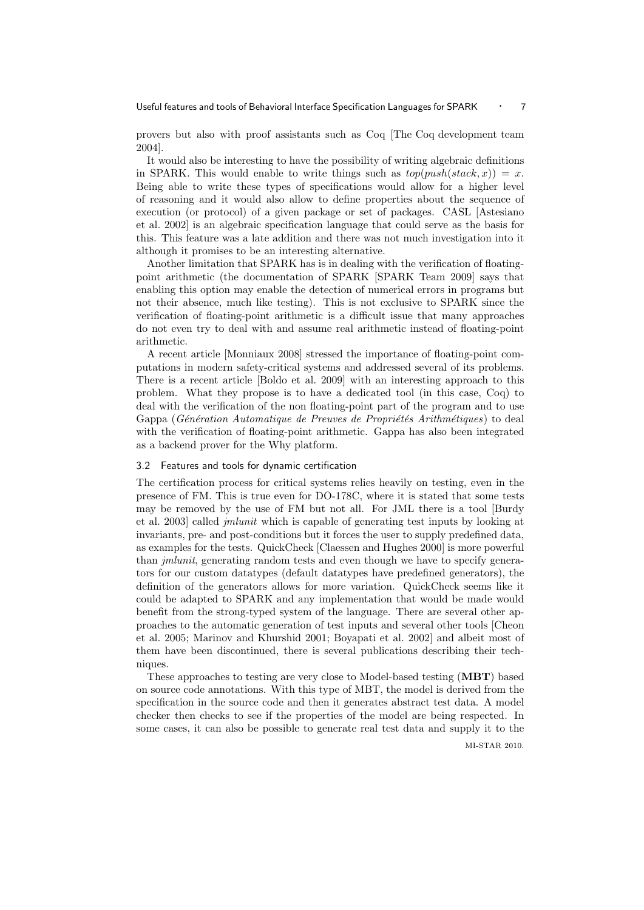provers but also with proof assistants such as Coq [The Coq development team 2004].

It would also be interesting to have the possibility of writing algebraic definitions in SPARK. This would enable to write things such as $top(push(stack, x)) = x$. Being able to write these types of specifications would allow for a higher level of reasoning and it would also allow to define properties about the sequence of execution (or protocol) of a given package or set of packages. CASL [Astesiano et al. 2002] is an algebraic specification language that could serve as the basis for this. This feature was a late addition and there was not much investigation into it although it promises to be an interesting alternative.

Another limitation that SPARK has is in dealing with the verification of floating-point arithmetic (the documentation of SPARK [SPARK Team 2009] says that enabling this option may enable the detection of numerical errors in programs but not their absence, much like testing). This is not exclusive to SPARK since the verification of floating-point arithmetic is a difficult issue that many approaches do not even try to deal with and assume real arithmetic instead of floating-point arithmetic.

A recent article [Monniaux 2008] stressed the importance of floating-point computations in modern safety-critical systems and addressed several of its problems. There is a recent article [Boldo et al. 2009] with an interesting approach to this problem. What they propose is to have a dedicated tool (in this case, Coq) to deal with the verification of the non floating-point part of the program and to use Gappa (*Génération Automatique de Preuves de Propriétés Arithmétiques*) to deal with the verification of floating-point arithmetic. Gappa has also been integrated as a backend prover for the Why platform.

### 3.2 Features and tools for dynamic certification

The certification process for critical systems relies heavily on testing, even in the presence of FM. This is true even for DO-178C, where it is stated that some tests may be removed by the use of FM but not all. For JML there is a tool [Burdy et al. 2003] called *jmlunit* which is capable of generating test inputs by looking at invariants, pre- and post-conditions but it forces the user to supply predefined data, as examples for the tests. QuickCheck [Claessen and Hughes 2000] is more powerful than *jmlunit*, generating random tests and even though we have to specify generators for our custom datatypes (default datatypes have predefined generators), the definition of the generators allows for more variation. QuickCheck seems like it could be adapted to SPARK and any implementation that would be made would benefit from the strong-typed system of the language. There are several other approaches to the automatic generation of test inputs and several other tools [Cheon et al. 2005; Marinov and Khurshid 2001; Boyapati et al. 2002] and albeit most of them have been discontinued, there is several publications describing their techniques.

These approaches to testing are very close to Model-based testing (**MBT**) based on source code annotations. With this type of MBT, the model is derived from the specification in the source code and then it generates abstract test data. A model checker then checks to see if the properties of the model are being respected. In some cases, it can also be possible to generate real test data and supply it to the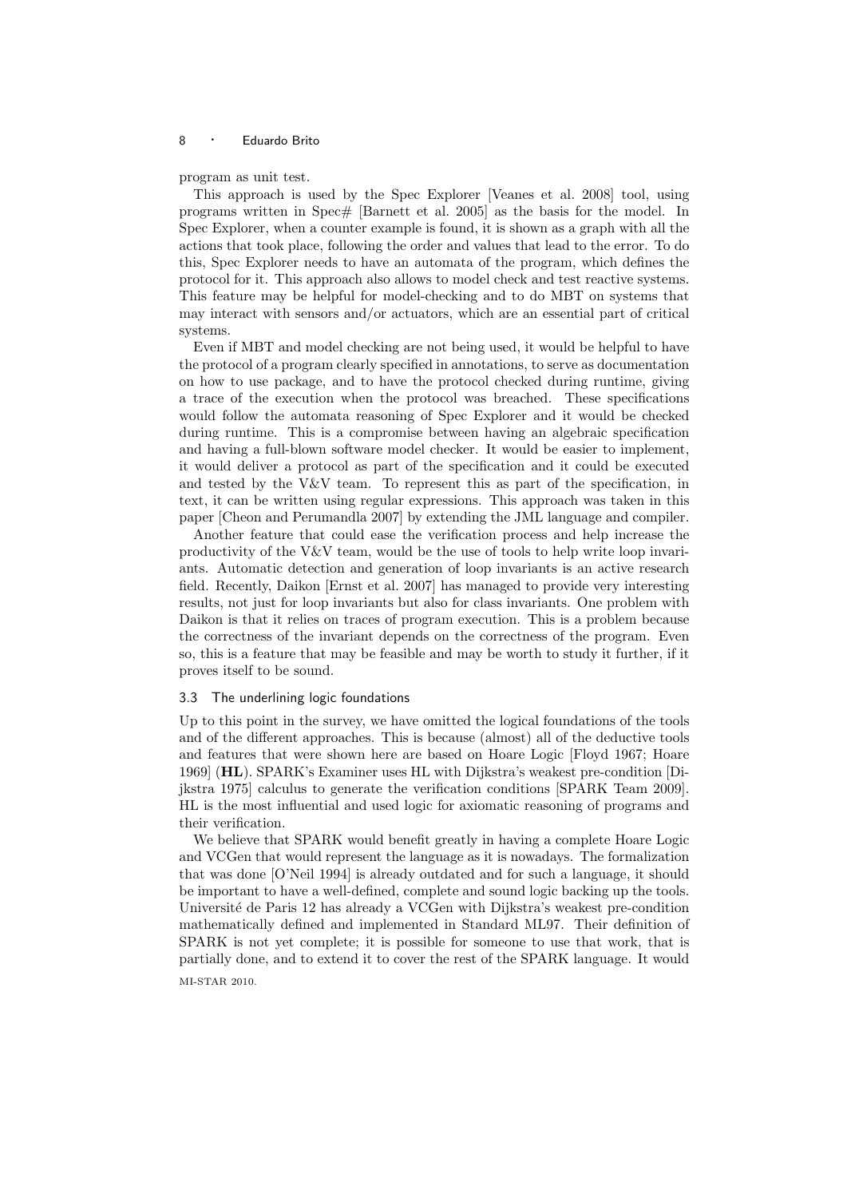program as unit test.

This approach is used by the Spec Explorer [Veanes et al. 2008] tool, using programs written in Spec# [Barnett et al. 2005] as the basis for the model. In Spec Explorer, when a counter example is found, it is shown as a graph with all the actions that took place, following the order and values that lead to the error. To do this, Spec Explorer needs to have an automata of the program, which defines the protocol for it. This approach also allows to model check and test reactive systems. This feature may be helpful for model-checking and to do MBT on systems that may interact with sensors and/or actuators, which are an essential part of critical systems.

Even if MBT and model checking are not being used, it would be helpful to have the protocol of a program clearly specified in annotations, to serve as documentation on how to use package, and to have the protocol checked during runtime, giving a trace of the execution when the protocol was breached. These specifications would follow the automata reasoning of Spec Explorer and it would be checked during runtime. This is a compromise between having an algebraic specification and having a full-blown software model checker. It would be easier to implement, it would deliver a protocol as part of the specification and it could be executed and tested by the V&V team. To represent this as part of the specification, in text, it can be written using regular expressions. This approach was taken in this paper [Cheon and Perumandla 2007] by extending the JML language and compiler.

Another feature that could ease the verification process and help increase the productivity of the V&V team, would be the use of tools to help write loop invariants. Automatic detection and generation of loop invariants is an active research field. Recently, Daikon [Ernst et al. 2007] has managed to provide very interesting results, not just for loop invariants but also for class invariants. One problem with Daikon is that it relies on traces of program execution. This is a problem because the correctness of the invariant depends on the correctness of the program. Even so, this is a feature that may be feasible and may be worth to study it further, if it proves itself to be sound.

### 3.3 The underlining logic foundations

Up to this point in the survey, we have omitted the logical foundations of the tools and of the different approaches. This is because (almost) all of the deductive tools and features that were shown here are based on Hoare Logic [Floyd 1967; Hoare 1969] (**HL**). SPARK's Examiner uses HL with Dijkstra's weakest pre-condition [Dijkstra 1975] calculus to generate the verification conditions [SPARK Team 2009]. HL is the most influential and used logic for axiomatic reasoning of programs and their verification.

We believe that SPARK would benefit greatly in having a complete Hoare Logic and VCGen that would represent the language as it is nowadays. The formalization that was done [O'Neil 1994] is already outdated and for such a language, it should be important to have a well-defined, complete and sound logic backing up the tools. Université de Paris 12 has already a VCGen with Dijkstra's weakest pre-condition mathematically defined and implemented in Standard ML97. Their definition of SPARK is not yet complete; it is possible for someone to use that work, that is partially done, and to extend it to cover the rest of the SPARK language. It would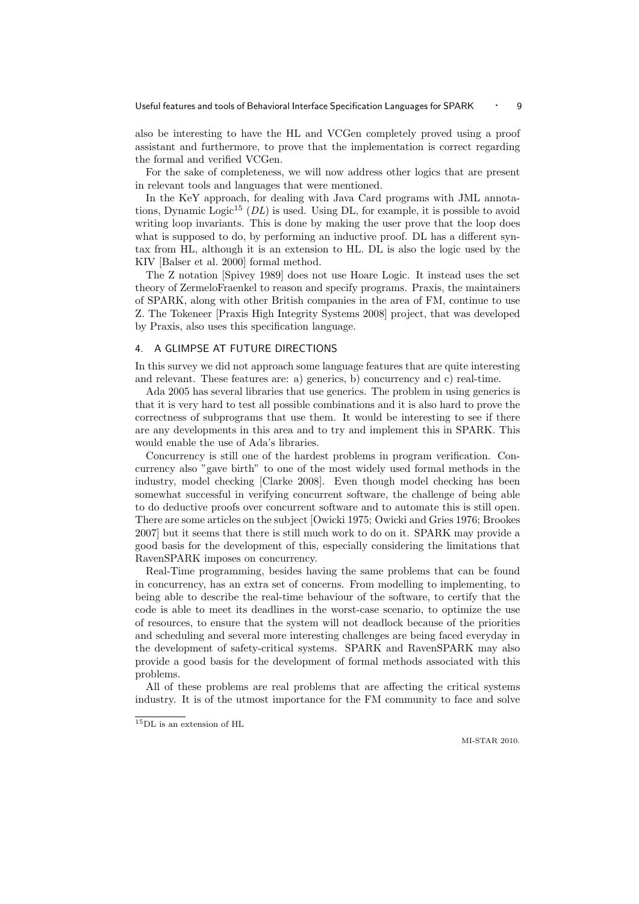also be interesting to have the HL and VCGen completely proved using a proof assistant and furthermore, to prove that the implementation is correct regarding the formal and verified VCGen.

For the sake of completeness, we will now address other logics that are present in relevant tools and languages that were mentioned.

In the KeY approach, for dealing with Java Card programs with JML annotations, Dynamic Logic[15] (*DL*) is used. Using DL, for example, it is possible to avoid writing loop invariants. This is done by making the user prove that the loop does what is supposed to do, by performing an inductive proof. DL has a different syntax from HL, although it is an extension to HL. DL is also the logic used by the KIV [Balser et al. 2000] formal method.

The Z notation [Spivey 1989] does not use Hoare Logic. It instead uses the set theory of ZermeloFraenkel to reason and specify programs. Praxis, the maintainers of SPARK, along with other British companies in the area of FM, continue to use Z. The Tokeneer [Praxis High Integrity Systems 2008] project, that was developed by Praxis, also uses this specification language.

## 4. A GLIMPSE AT FUTURE DIRECTIONS

In this survey we did not approach some language features that are quite interesting and relevant. These features are: a) generics, b) concurrency and c) real-time.

Ada 2005 has several libraries that use generics. The problem in using generics is that it is very hard to test all possible combinations and it is also hard to prove the correctness of subprograms that use them. It would be interesting to see if there are any developments in this area and to try and implement this in SPARK. This would enable the use of Ada's libraries.

Concurrency is still one of the hardest problems in program verification. Concurrency also "gave birth" to one of the most widely used formal methods in the industry, model checking [Clarke 2008]. Even though model checking has been somewhat successful in verifying concurrent software, the challenge of being able to do deductive proofs over concurrent software and to automate this is still open. There are some articles on the subject [Owicki 1975; Owicki and Gries 1976; Brookes 2007] but it seems that there is still much work to do on it. SPARK may provide a good basis for the development of this, especially considering the limitations that RavenSPARK imposes on concurrency.

Real-Time programming, besides having the same problems that can be found in concurrency, has an extra set of concerns. From modelling to implementing, to being able to describe the real-time behaviour of the software, to certify that the code is able to meet its deadlines in the worst-case scenario, to optimize the use of resources, to ensure that the system will not deadlock because of the priorities and scheduling and several more interesting challenges are being faced everyday in the development of safety-critical systems. SPARK and RavenSPARK may also provide a good basis for the development of formal methods associated with this problems.

All of these problems are real problems that are affecting the critical systems industry. It is of the utmost importance for the FM community to face and solve

[15] DL is an extension of HL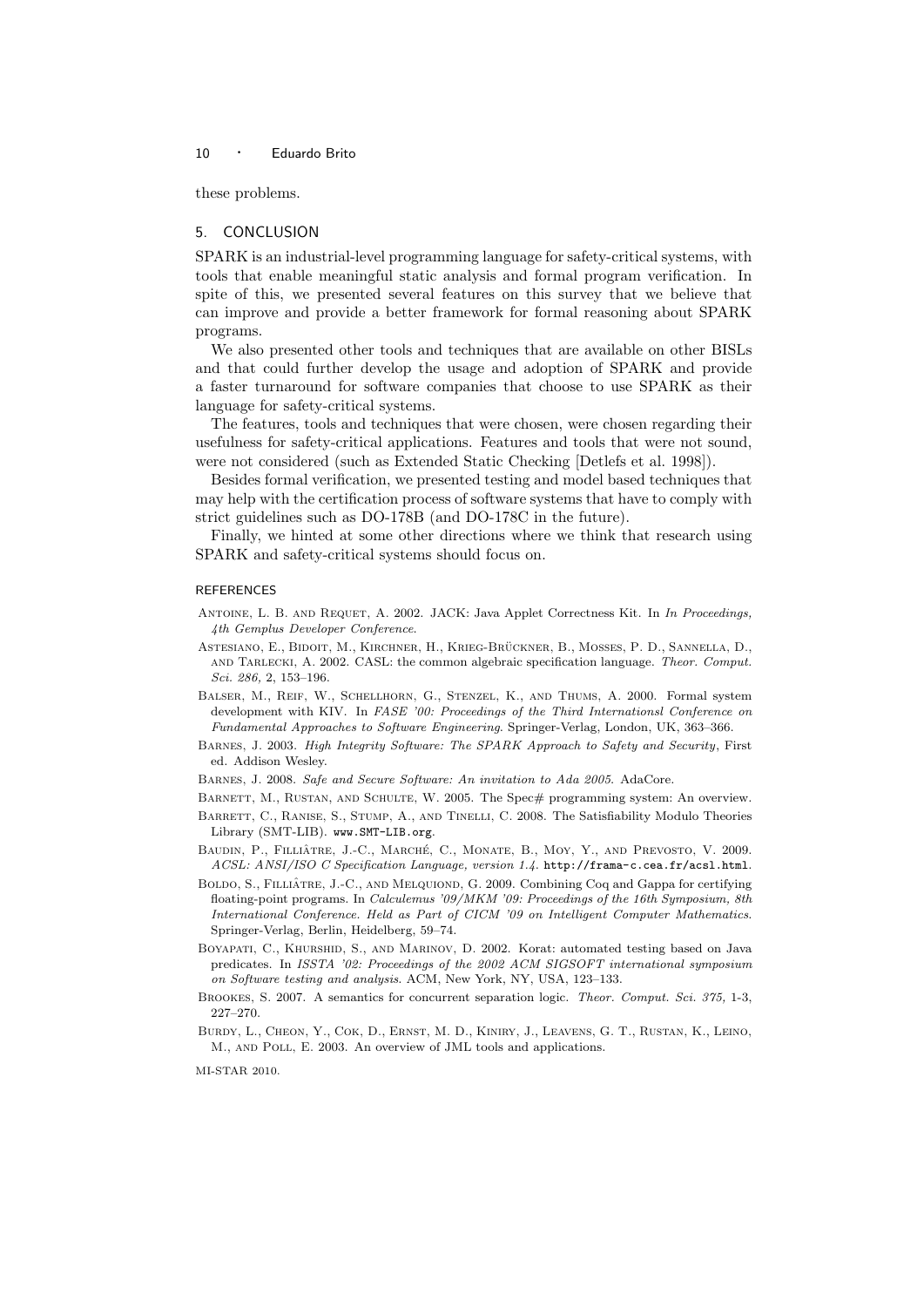these problems.

## 5. CONCLUSION

SPARK is an industrial-level programming language for safety-critical systems, with tools that enable meaningful static analysis and formal program verification. In spite of this, we presented several features on this survey that we believe that can improve and provide a better framework for formal reasoning about SPARK programs.

We also presented other tools and techniques that are available on other BISLs and that could further develop the usage and adoption of SPARK and provide a faster turnaround for software companies that choose to use SPARK as their language for safety-critical systems.

The features, tools and techniques that were chosen, were chosen regarding their usefulness for safety-critical applications. Features and tools that were not sound, were not considered (such as Extended Static Checking [Detlefs et al. 1998]).

Besides formal verification, we presented testing and model based techniques that may help with the certification process of software systems that have to comply with strict guidelines such as DO-178B (and DO-178C in the future).

Finally, we hinted at some other directions where we think that research using SPARK and safety-critical systems should focus on.

### REFERENCES

Antoine, L. B. and Requet, A. 2002. JACK: Java Applet Correctness Kit. In *In Proceedings, 4th Gemplus Developer Conference*.

Astesiano, E., Bidoit, M., Kirchner, H., Krieg-Brückner, B., Mosses, P. D., Sannella, D., and Tarlecki, A. 2002. CASL: the common algebraic specification language. *Theor. Comput. Sci. 286,* 2, 153–196.

Balser, M., Reif, W., Schellhorn, G., Stenzel, K., and Thums, A. 2000. Formal system development with KIV. In *FASE '00: Proceedings of the Third Internationsl Conference on Fundamental Approaches to Software Engineering*. Springer-Verlag, London, UK, 363–366.

Barnes, J. 2003. *High Integrity Software: The SPARK Approach to Safety and Security*, First ed. Addison Wesley.

Barnes, J. 2008. *Safe and Secure Software: An invitation to Ada 2005*. AdaCore.

Barnett, M., Rustan, and Schulte, W. 2005. The Spec# programming system: An overview.

Barrett, C., Ranise, S., Stump, A., and Tinelli, C. 2008. The Satisfiability Modulo Theories Library (SMT-LIB). `www.SMT-LIB.org`.

Baudin, P., Filliâtre, J.-C., Marché, C., Monate, B., Moy, Y., and Prevosto, V. 2009. *ACSL: ANSI/ISO C Specification Language, version 1.4*. `http://frama-c.cea.fr/acsl.html`.

Boldo, S., Filliâtre, J.-C., and Melquiond, G. 2009. Combining Coq and Gappa for certifying floating-point programs. In *Calculemus '09/MKM '09: Proceedings of the 16th Symposium, 8th International Conference. Held as Part of CICM '09 on Intelligent Computer Mathematics*. Springer-Verlag, Berlin, Heidelberg, 59–74.

Boyapati, C., Khurshid, S., and Marinov, D. 2002. Korat: automated testing based on Java predicates. In *ISSTA '02: Proceedings of the 2002 ACM SIGSOFT international symposium on Software testing and analysis*. ACM, New York, NY, USA, 123–133.

Brookes, S. 2007. A semantics for concurrent separation logic. *Theor. Comput. Sci. 375,* 1-3, 227–270.

Burdy, L., Cheon, Y., Cok, D., Ernst, M. D., Kiniry, J., Leavens, G. T., Rustan, K., Leino, M., and Poll, E. 2003. An overview of JML tools and applications.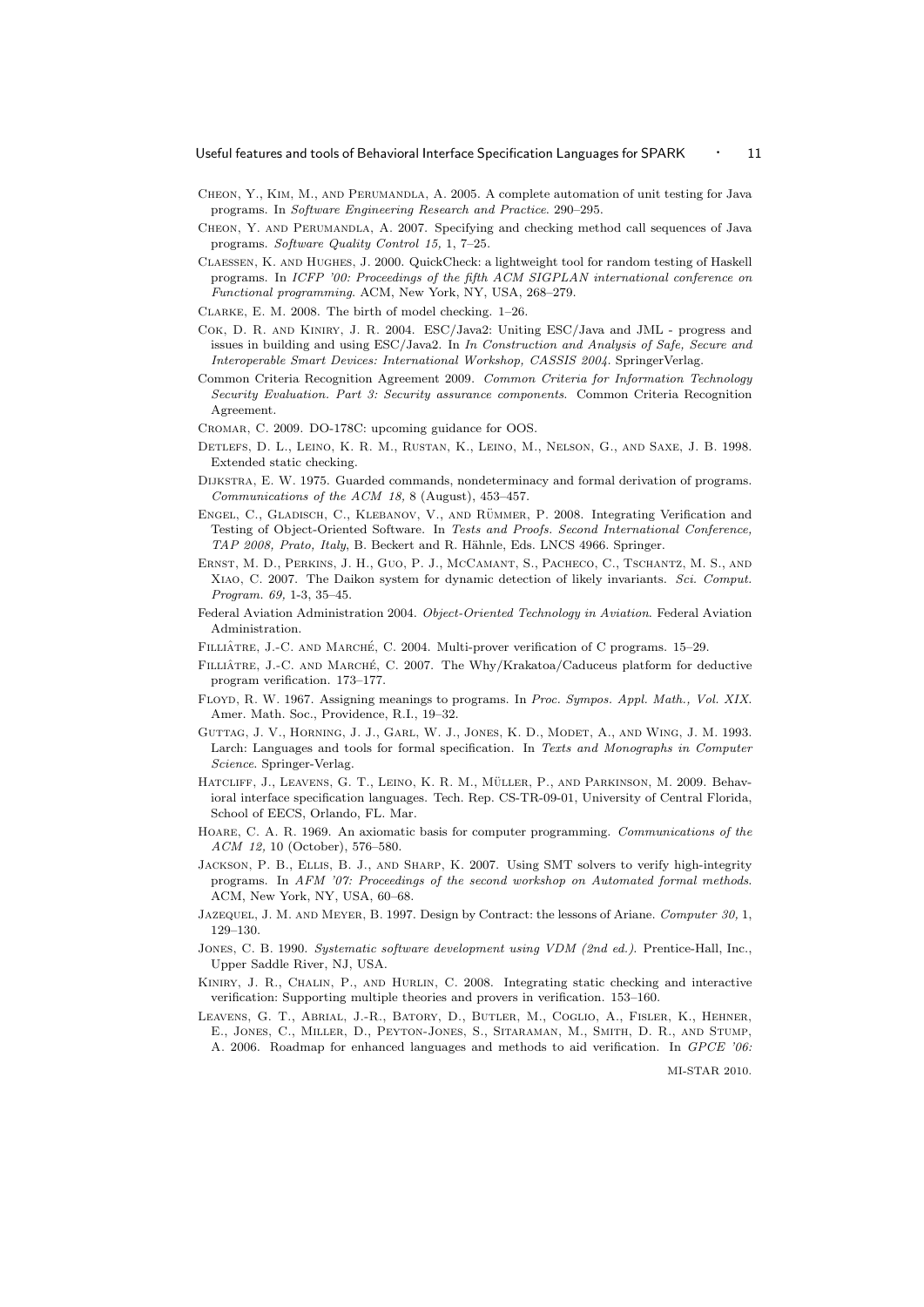Cheon, Y., Kim, M., and Perumandla, A. 2005. A complete automation of unit testing for Java programs. In *Software Engineering Research and Practice*. 290–295.

Cheon, Y. and Perumandla, A. 2007. Specifying and checking method call sequences of Java programs. *Software Quality Control 15,* 1, 7–25.

Claessen, K. and Hughes, J. 2000. QuickCheck: a lightweight tool for random testing of Haskell programs. In *ICFP '00: Proceedings of the fifth ACM SIGPLAN international conference on Functional programming*. ACM, New York, NY, USA, 268–279.

Clarke, E. M. 2008. The birth of model checking. 1–26.

Cok, D. R. and Kiniry, J. R. 2004. ESC/Java2: Uniting ESC/Java and JML - progress and issues in building and using ESC/Java2. In *In Construction and Analysis of Safe, Secure and Interoperable Smart Devices: International Workshop, CASSIS 2004*. SpringerVerlag.

Common Criteria Recognition Agreement 2009. *Common Criteria for Information Technology Security Evaluation. Part 3: Security assurance components*. Common Criteria Recognition Agreement.

Cromar, C. 2009. DO-178C: upcoming guidance for OOS.

Detlefs, D. L., Leino, K. R. M., Rustan, K., Leino, M., Nelson, G., and Saxe, J. B. 1998. Extended static checking.

Dijkstra, E. W. 1975. Guarded commands, nondeterminacy and formal derivation of programs. *Communications of the ACM 18,* 8 (August), 453–457.

Engel, C., Gladisch, C., Klebanov, V., and Rümmer, P. 2008. Integrating Verification and Testing of Object-Oriented Software. In *Tests and Proofs. Second International Conference, TAP 2008, Prato, Italy*, B. Beckert and R. Hähnle, Eds. LNCS 4966. Springer.

Ernst, M. D., Perkins, J. H., Guo, P. J., McCamant, S., Pacheco, C., Tschantz, M. S., and Xiao, C. 2007. The Daikon system for dynamic detection of likely invariants. *Sci. Comput. Program. 69,* 1-3, 35–45.

Federal Aviation Administration 2004. *Object-Oriented Technology in Aviation*. Federal Aviation Administration.

Filliâtre, J.-C. and Marché, C. 2004. Multi-prover verification of C programs. 15–29.

Filliâtre, J.-C. and Marché, C. 2007. The Why/Krakatoa/Caduceus platform for deductive program verification. 173–177.

Floyd, R. W. 1967. Assigning meanings to programs. In *Proc. Sympos. Appl. Math., Vol. XIX.* Amer. Math. Soc., Providence, R.I., 19–32.

Guttag, J. V., Horning, J. J., Garl, W. J., Jones, K. D., Modet, A., and Wing, J. M. 1993. Larch: Languages and tools for formal specification. In *Texts and Monographs in Computer Science*. Springer-Verlag.

Hatcliff, J., Leavens, G. T., Leino, K. R. M., Müller, P., and Parkinson, M. 2009. Behavioral interface specification languages. Tech. Rep. CS-TR-09-01, University of Central Florida, School of EECS, Orlando, FL. Mar.

Hoare, C. A. R. 1969. An axiomatic basis for computer programming. *Communications of the ACM 12,* 10 (October), 576–580.

Jackson, P. B., Ellis, B. J., and Sharp, K. 2007. Using SMT solvers to verify high-integrity programs. In *AFM '07: Proceedings of the second workshop on Automated formal methods.* ACM, New York, NY, USA, 60–68.

Jazequel, J. M. and Meyer, B. 1997. Design by Contract: the lessons of Ariane. *Computer 30,* 1, 129–130.

Jones, C. B. 1990. *Systematic software development using VDM (2nd ed.)*. Prentice-Hall, Inc., Upper Saddle River, NJ, USA.

Kiniry, J. R., Chalin, P., and Hurlin, C. 2008. Integrating static checking and interactive verification: Supporting multiple theories and provers in verification. 153–160.

Leavens, G. T., Abrial, J.-R., Batory, D., Butler, M., Coglio, A., Fisler, K., Hehner, E., Jones, C., Miller, D., Peyton-Jones, S., Sitaraman, M., Smith, D. R., and Stump, A. 2006. Roadmap for enhanced languages and methods to aid verification. In *GPCE '06:*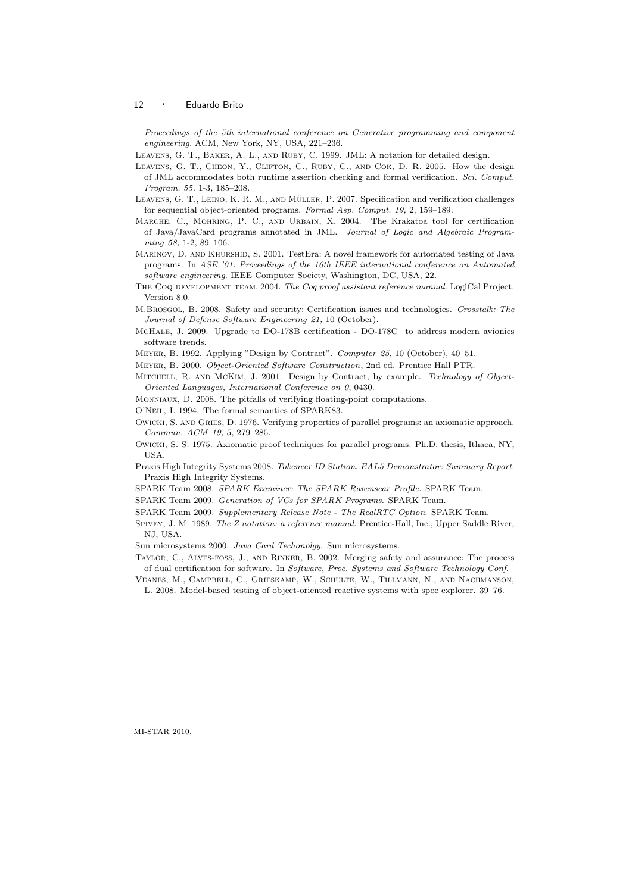*Proceedings of the 5th international conference on Generative programming and component engineering*. ACM, New York, NY, USA, 221–236.

Leavens, G. T., Baker, A. L., and Ruby, C. 1999. JML: A notation for detailed design.

Leavens, G. T., Cheon, Y., Clifton, C., Ruby, C., and Cok, D. R. 2005. How the design of JML accommodates both runtime assertion checking and formal verification. *Sci. Comput. Program. 55,* 1-3, 185–208.

Leavens, G. T., Leino, K. R. M., and Müller, P. 2007. Specification and verification challenges for sequential object-oriented programs. *Formal Asp. Comput. 19,* 2, 159–189.

Marche, C., Mohring, P. C., and Urbain, X. 2004. The Krakatoa tool for certification of Java/JavaCard programs annotated in JML. *Journal of Logic and Algebraic Programming 58,* 1-2, 89–106.

Marinov, D. and Khurshid, S. 2001. TestEra: A novel framework for automated testing of Java programs. In *ASE '01: Proceedings of the 16th IEEE international conference on Automated software engineering*. IEEE Computer Society, Washington, DC, USA, 22.

The Coq development team. 2004. *The Coq proof assistant reference manual*. LogiCal Project. Version 8.0.

M.Brosgol, B. 2008. Safety and security: Certification issues and technologies. *Crosstalk: The Journal of Defense Software Engineering 21,* 10 (October).

McHale, J. 2009. Upgrade to DO-178B certification - DO-178C to address modern avionics software trends.

Meyer, B. 1992. Applying "Design by Contract". *Computer 25,* 10 (October), 40–51.

Meyer, B. 2000. *Object-Oriented Software Construction*, 2nd ed. Prentice Hall PTR.

Mitchell, R. and McKim, J. 2001. Design by Contract, by example. *Technology of Object-Oriented Languages, International Conference on 0*, 0430.

Monniaux, D. 2008. The pitfalls of verifying floating-point computations.

O'Neil, I. 1994. The formal semantics of SPARK83.

Owicki, S. and Gries, D. 1976. Verifying properties of parallel programs: an axiomatic approach. *Commun. ACM 19,* 5, 279–285.

Owicki, S. S. 1975. Axiomatic proof techniques for parallel programs. Ph.D. thesis, Ithaca, NY, USA.

Praxis High Integrity Systems 2008. *Tokeneer ID Station. EAL5 Demonstrator: Summary Report*. Praxis High Integrity Systems.

SPARK Team 2008. *SPARK Examiner: The SPARK Ravenscar Profile*. SPARK Team.

SPARK Team 2009. *Generation of VCs for SPARK Programs*. SPARK Team.

SPARK Team 2009. *Supplementary Release Note - The RealRTC Option*. SPARK Team.

Spivey, J. M. 1989. *The Z notation: a reference manual*. Prentice-Hall, Inc., Upper Saddle River, NJ, USA.

Sun microsystems 2000. *Java Card Techonolgy*. Sun microsystems.

Taylor, C., Alves-foss, J., and Rinker, B. 2002. Merging safety and assurance: The process of dual certification for software. In *Software, Proc. Systems and Software Technology Conf.*

Veanes, M., Campbell, C., Grieskamp, W., Schulte, W., Tillmann, N., and Nachmanson, L. 2008. Model-based testing of object-oriented reactive systems with spec explorer. 39–76.